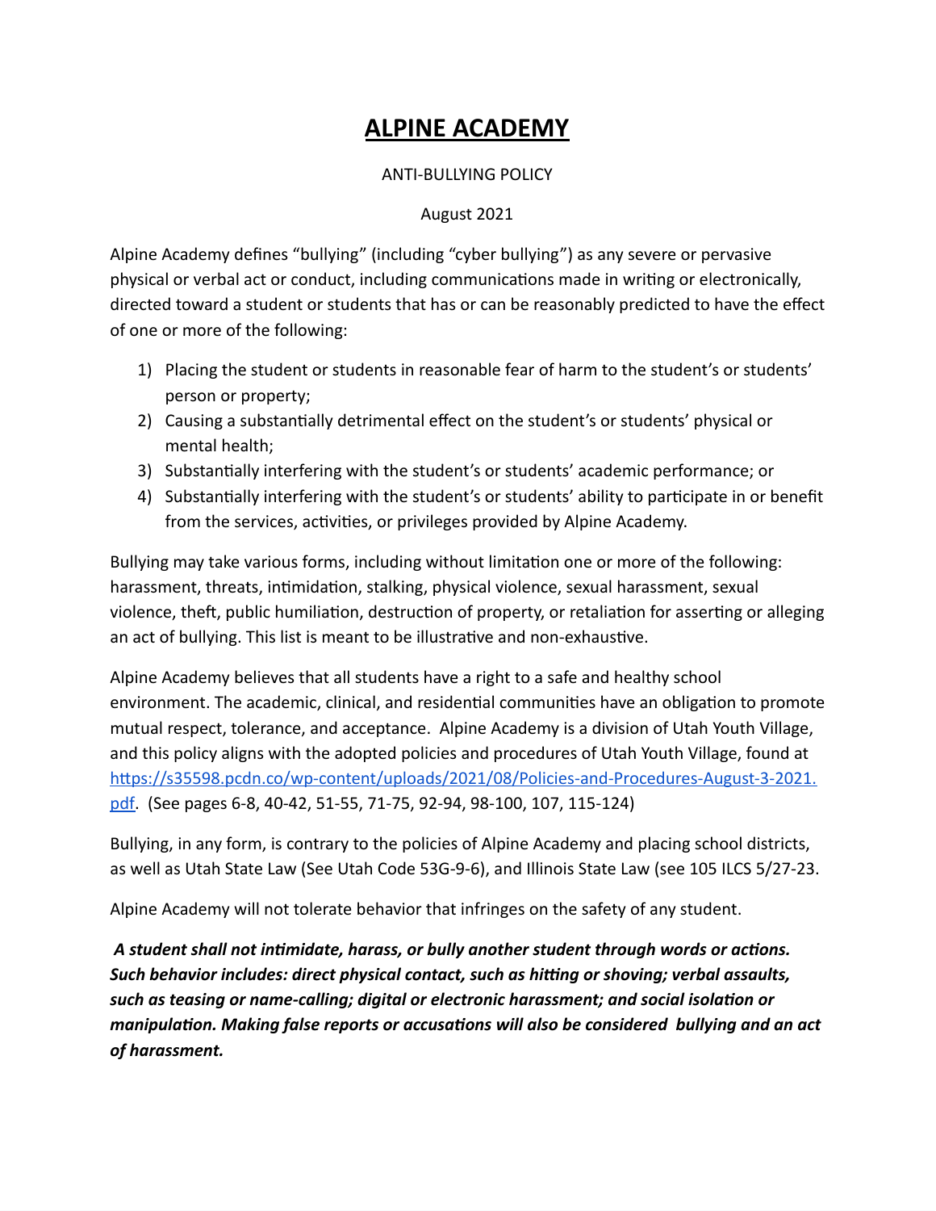# ALPINE ACADEMY

ANTI-BULLYING POLICY

August 2021

Alpine Academy defines "bullying" (including "cyber bullying") as any severe or pervasive physical or verbal act or conduct, including communications made in writing or electronically, directed toward a student or students that has or can be reasonably predicted to have the effect of one or more of the following:

1) Placing the student or students in reasonable fear of harm to the student's or students' person or property;
2) Causing a substantially detrimental effect on the student's or students' physical or mental health;
3) Substantially interfering with the student's or students' academic performance; or
4) Substantially interfering with the student's or students' ability to participate in or benefit from the services, activities, or privileges provided by Alpine Academy.

Bullying may take various forms, including without limitation one or more of the following: harassment, threats, intimidation, stalking, physical violence, sexual harassment, sexual violence, theft, public humiliation, destruction of property, or retaliation for asserting or alleging an act of bullying. This list is meant to be illustrative and non-exhaustive.

Alpine Academy believes that all students have a right to a safe and healthy school environment. The academic, clinical, and residential communities have an obligation to promote mutual respect, tolerance, and acceptance. Alpine Academy is a division of Utah Youth Village, and this policy aligns with the adopted policies and procedures of Utah Youth Village, found at [https://s35598.pcdn.co/wp-content/uploads/2021/08/Policies-and-Procedures-August-3-2021.pdf](https://s35598.pcdn.co/wp-content/uploads/2021/08/Policies-and-Procedures-August-3-2021.pdf). (See pages 6-8, 40-42, 51-55, 71-75, 92-94, 98-100, 107, 115-124)

Bullying, in any form, is contrary to the policies of Alpine Academy and placing school districts, as well as Utah State Law (See Utah Code 53G-9-6), and Illinois State Law (see 105 ILCS 5/27-23.

Alpine Academy will not tolerate behavior that infringes on the safety of any student.

***A student shall not intimidate, harass, or bully another student through words or actions. Such behavior includes: direct physical contact, such as hitting or shoving; verbal assaults, such as teasing or name-calling; digital or electronic harassment; and social isolation or manipulation. Making false reports or accusations will also be considered bullying and an act of harassment.***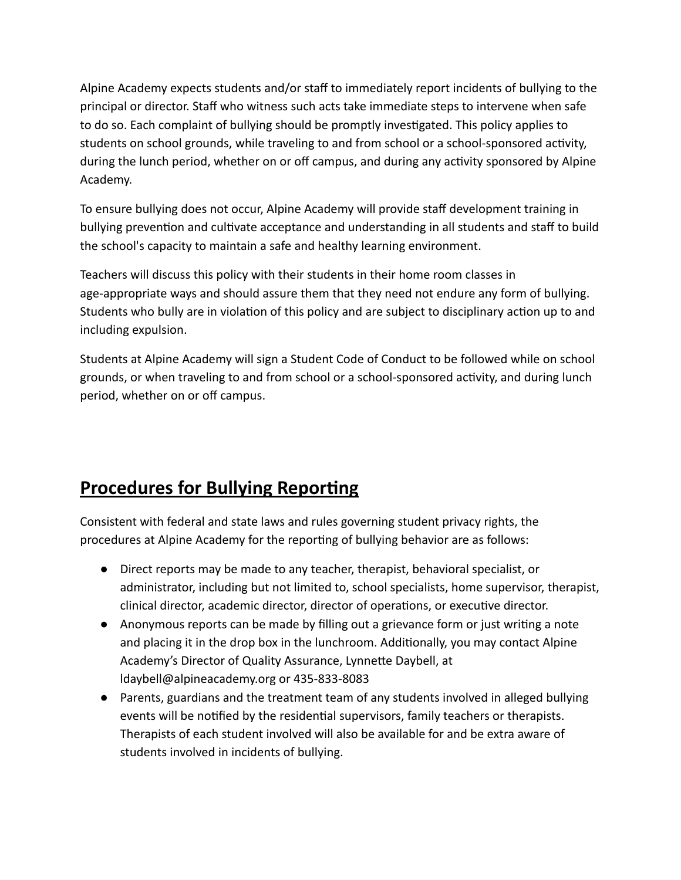Alpine Academy expects students and/or staff to immediately report incidents of bullying to the principal or director. Staff who witness such acts take immediate steps to intervene when safe to do so. Each complaint of bullying should be promptly investigated. This policy applies to students on school grounds, while traveling to and from school or a school-sponsored activity, during the lunch period, whether on or off campus, and during any activity sponsored by Alpine Academy.

To ensure bullying does not occur, Alpine Academy will provide staff development training in bullying prevention and cultivate acceptance and understanding in all students and staff to build the school's capacity to maintain a safe and healthy learning environment.

Teachers will discuss this policy with their students in their home room classes in age-appropriate ways and should assure them that they need not endure any form of bullying. Students who bully are in violation of this policy and are subject to disciplinary action up to and including expulsion.

Students at Alpine Academy will sign a Student Code of Conduct to be followed while on school grounds, or when traveling to and from school or a school-sponsored activity, and during lunch period, whether on or off campus.

## **Procedures for Bullying Reporting**

Consistent with federal and state laws and rules governing student privacy rights, the procedures at Alpine Academy for the reporting of bullying behavior are as follows:

- Direct reports may be made to any teacher, therapist, behavioral specialist, or administrator, including but not limited to, school specialists, home supervisor, therapist, clinical director, academic director, director of operations, or executive director.
- Anonymous reports can be made by filling out a grievance form or just writing a note and placing it in the drop box in the lunchroom. Additionally, you may contact Alpine Academy's Director of Quality Assurance, Lynnette Daybell, at ldaybell@alpineacademy.org or 435-833-8083
- Parents, guardians and the treatment team of any students involved in alleged bullying events will be notified by the residential supervisors, family teachers or therapists. Therapists of each student involved will also be available for and be extra aware of students involved in incidents of bullying.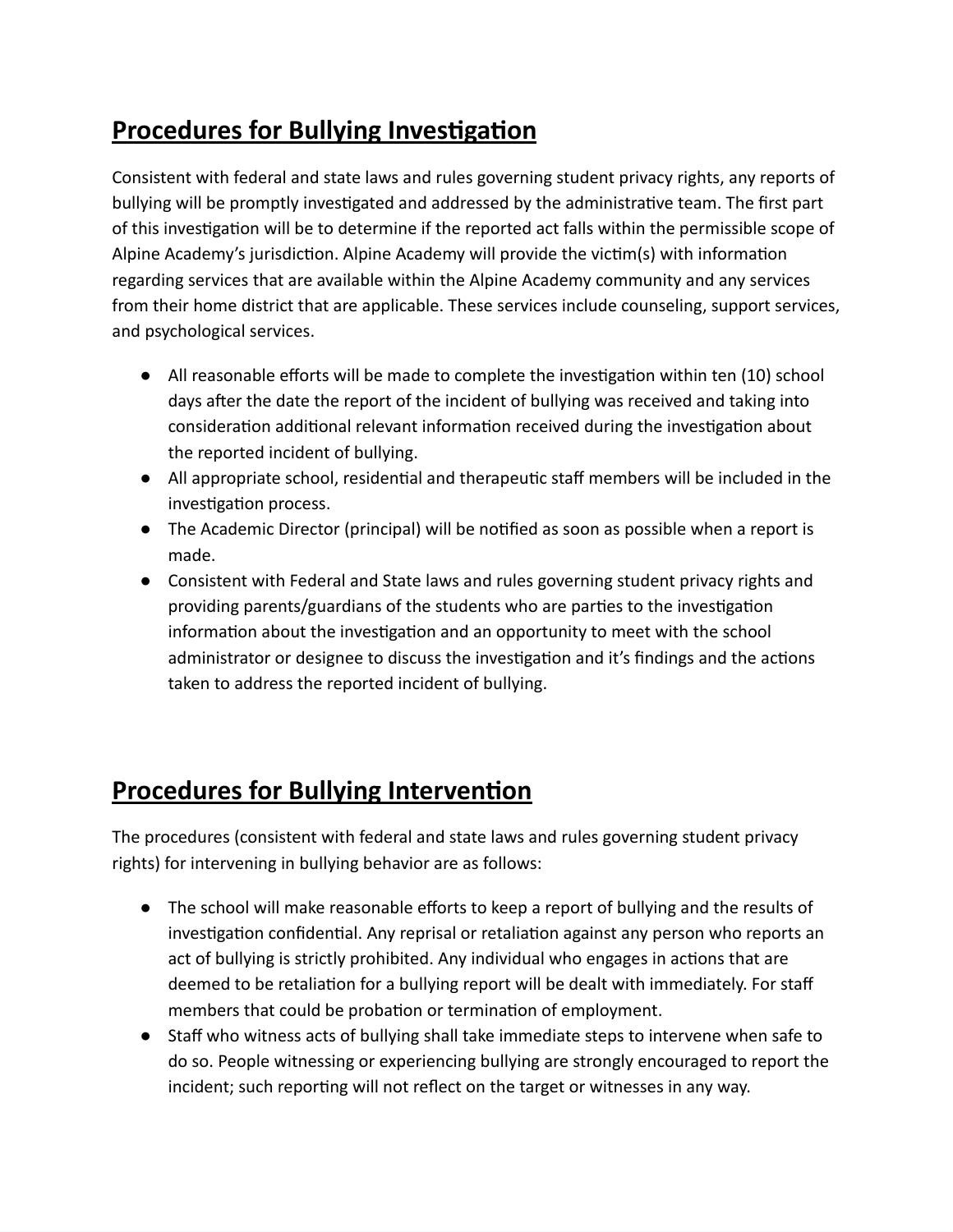## Procedures for Bullying Investigation

Consistent with federal and state laws and rules governing student privacy rights, any reports of bullying will be promptly investigated and addressed by the administrative team. The first part of this investigation will be to determine if the reported act falls within the permissible scope of Alpine Academy's jurisdiction. Alpine Academy will provide the victim(s) with information regarding services that are available within the Alpine Academy community and any services from their home district that are applicable. These services include counseling, support services, and psychological services.

- All reasonable efforts will be made to complete the investigation within ten (10) school days after the date the report of the incident of bullying was received and taking into consideration additional relevant information received during the investigation about the reported incident of bullying.
- All appropriate school, residential and therapeutic staff members will be included in the investigation process.
- The Academic Director (principal) will be notified as soon as possible when a report is made.
- Consistent with Federal and State laws and rules governing student privacy rights and providing parents/guardians of the students who are parties to the investigation information about the investigation and an opportunity to meet with the school administrator or designee to discuss the investigation and it's findings and the actions taken to address the reported incident of bullying.

## Procedures for Bullying Intervention

The procedures (consistent with federal and state laws and rules governing student privacy rights) for intervening in bullying behavior are as follows:

- The school will make reasonable efforts to keep a report of bullying and the results of investigation confidential. Any reprisal or retaliation against any person who reports an act of bullying is strictly prohibited. Any individual who engages in actions that are deemed to be retaliation for a bullying report will be dealt with immediately. For staff members that could be probation or termination of employment.
- Staff who witness acts of bullying shall take immediate steps to intervene when safe to do so. People witnessing or experiencing bullying are strongly encouraged to report the incident; such reporting will not reflect on the target or witnesses in any way.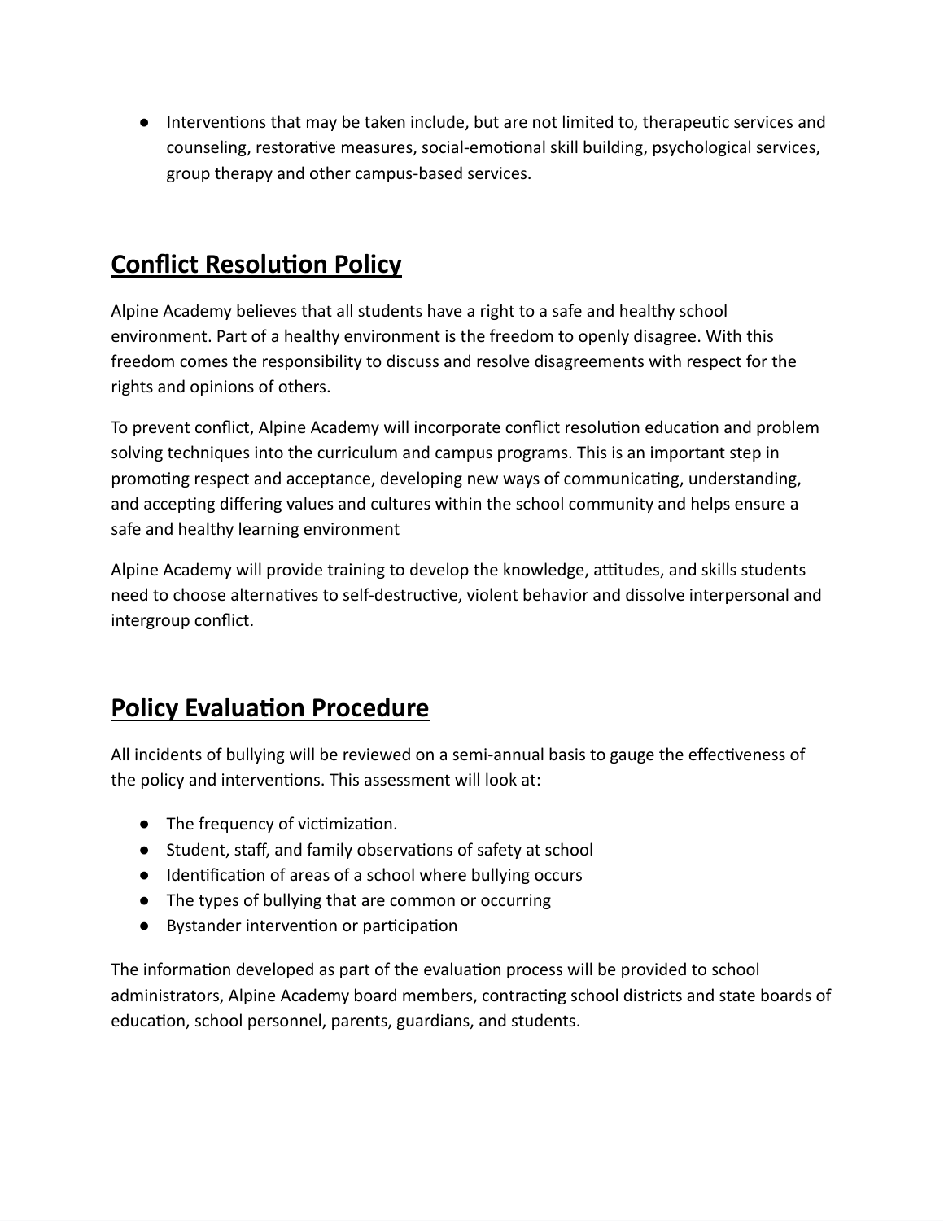- Interventions that may be taken include, but are not limited to, therapeutic services and counseling, restorative measures, social-emotional skill building, psychological services, group therapy and other campus-based services.

## Conflict Resolution Policy

Alpine Academy believes that all students have a right to a safe and healthy school environment. Part of a healthy environment is the freedom to openly disagree. With this freedom comes the responsibility to discuss and resolve disagreements with respect for the rights and opinions of others.

To prevent conflict, Alpine Academy will incorporate conflict resolution education and problem solving techniques into the curriculum and campus programs. This is an important step in promoting respect and acceptance, developing new ways of communicating, understanding, and accepting differing values and cultures within the school community and helps ensure a safe and healthy learning environment

Alpine Academy will provide training to develop the knowledge, attitudes, and skills students need to choose alternatives to self-destructive, violent behavior and dissolve interpersonal and intergroup conflict.

## Policy Evaluation Procedure

All incidents of bullying will be reviewed on a semi-annual basis to gauge the effectiveness of the policy and interventions. This assessment will look at:

- The frequency of victimization.
- Student, staff, and family observations of safety at school
- Identification of areas of a school where bullying occurs
- The types of bullying that are common or occurring
- Bystander intervention or participation

The information developed as part of the evaluation process will be provided to school administrators, Alpine Academy board members, contracting school districts and state boards of education, school personnel, parents, guardians, and students.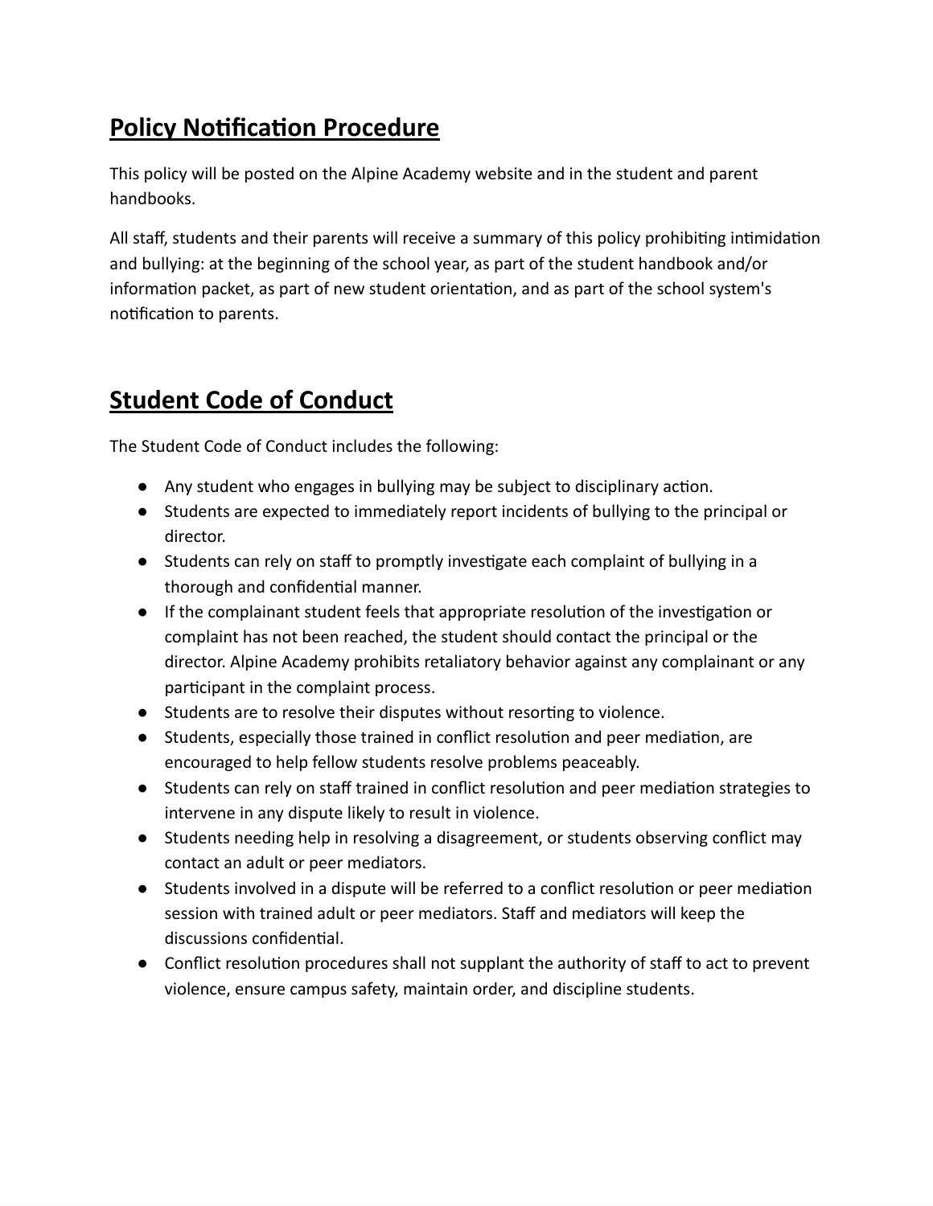## Policy Notification Procedure

This policy will be posted on the Alpine Academy website and in the student and parent handbooks.

All staff, students and their parents will receive a summary of this policy prohibiting intimidation and bullying: at the beginning of the school year, as part of the student handbook and/or information packet, as part of new student orientation, and as part of the school system's notification to parents.

## Student Code of Conduct

The Student Code of Conduct includes the following:

- Any student who engages in bullying may be subject to disciplinary action.
- Students are expected to immediately report incidents of bullying to the principal or director.
- Students can rely on staff to promptly investigate each complaint of bullying in a thorough and confidential manner.
- If the complainant student feels that appropriate resolution of the investigation or complaint has not been reached, the student should contact the principal or the director. Alpine Academy prohibits retaliatory behavior against any complainant or any participant in the complaint process.
- Students are to resolve their disputes without resorting to violence.
- Students, especially those trained in conflict resolution and peer mediation, are encouraged to help fellow students resolve problems peaceably.
- Students can rely on staff trained in conflict resolution and peer mediation strategies to intervene in any dispute likely to result in violence.
- Students needing help in resolving a disagreement, or students observing conflict may contact an adult or peer mediators.
- Students involved in a dispute will be referred to a conflict resolution or peer mediation session with trained adult or peer mediators. Staff and mediators will keep the discussions confidential.
- Conflict resolution procedures shall not supplant the authority of staff to act to prevent violence, ensure campus safety, maintain order, and discipline students.